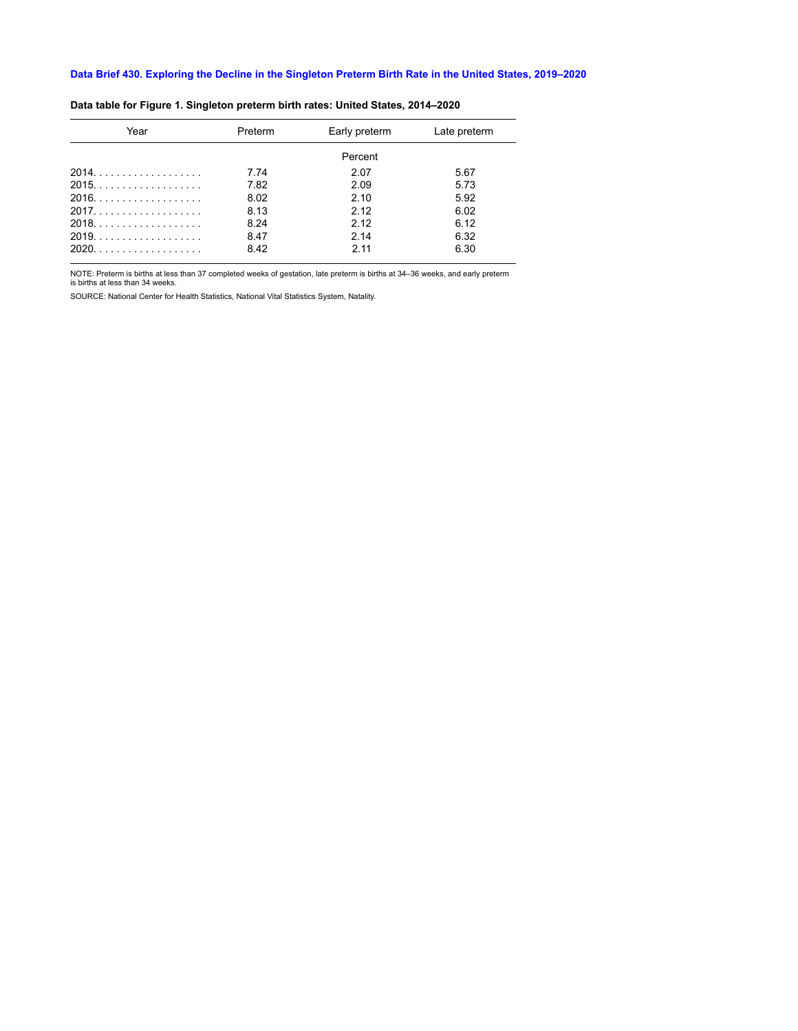# Data Brief 430. Exploring the Decline in the Singleton Preterm Birth Rate in the United States, 2019–2020

**Data table for Figure 1. Singleton preterm birth rates: United States, 2014–2020**

| Year | Preterm | Early preterm | Late preterm |
|---|---|---|---|
| | | Percent | |
| 2014 | 7.74 | 2.07 | 5.67 |
| 2015 | 7.82 | 2.09 | 5.73 |
| 2016 | 8.02 | 2.10 | 5.92 |
| 2017 | 8.13 | 2.12 | 6.02 |
| 2018 | 8.24 | 2.12 | 6.12 |
| 2019 | 8.47 | 2.14 | 6.32 |
| 2020 | 8.42 | 2.11 | 6.30 |

NOTE: Preterm is births at less than 37 completed weeks of gestation, late preterm is births at 34–36 weeks, and early preterm is births at less than 34 weeks.

SOURCE: National Center for Health Statistics, National Vital Statistics System, Natality.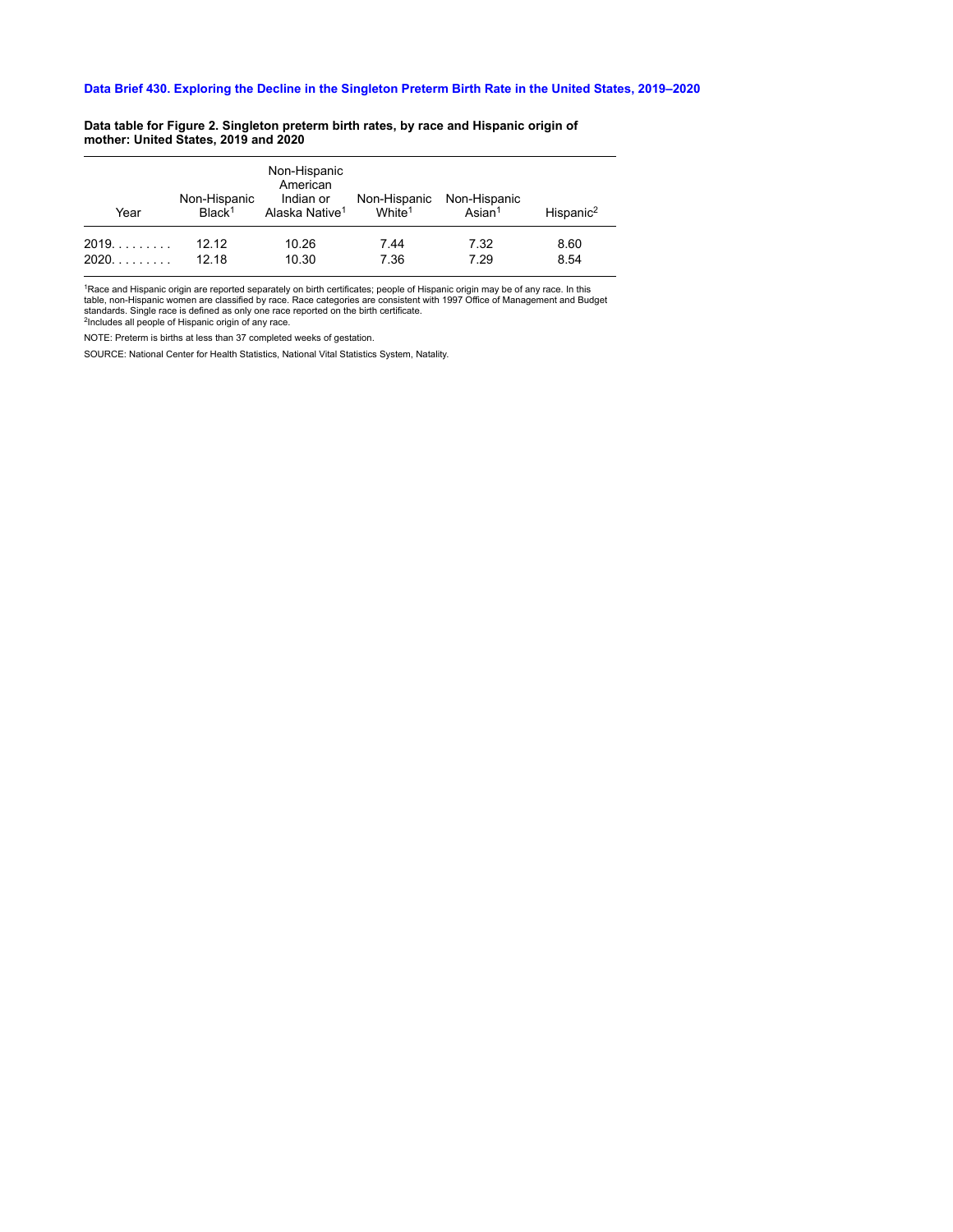**Data Brief 430. Exploring the Decline in the Singleton Preterm Birth Rate in the United States, 2019–2020**

**Data table for Figure 2. Singleton preterm birth rates, by race and Hispanic origin of mother: United States, 2019 and 2020**

| Year | Non-Hispanic Black[1] | Non-Hispanic American Indian or Alaska Native[1] | Non-Hispanic White[1] | Non-Hispanic Asian[1] | Hispanic[2] |
|---|---|---|---|---|---|
| 2019 | 12.12 | 10.26 | 7.44 | 7.32 | 8.60 |
| 2020 | 12.18 | 10.30 | 7.36 | 7.29 | 8.54 |

[1]Race and Hispanic origin are reported separately on birth certificates; people of Hispanic origin may be of any race. In this table, non-Hispanic women are classified by race. Race categories are consistent with 1997 Office of Management and Budget standards. Single race is defined as only one race reported on the birth certificate.
[2]Includes all people of Hispanic origin of any race.

NOTE: Preterm is births at less than 37 completed weeks of gestation.

SOURCE: National Center for Health Statistics, National Vital Statistics System, Natality.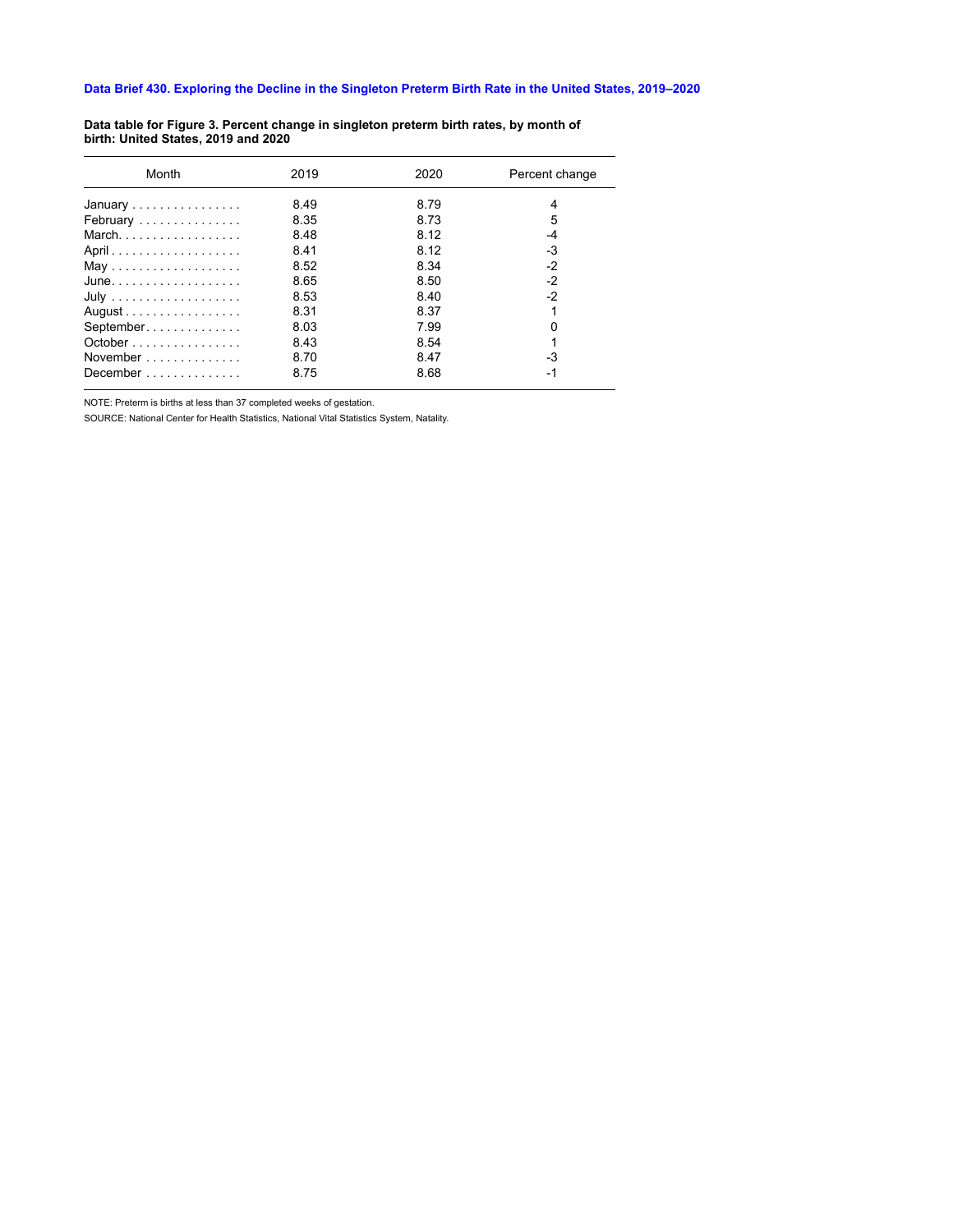**Data Brief 430. Exploring the Decline in the Singleton Preterm Birth Rate in the United States, 2019–2020**

**Data table for Figure 3. Percent change in singleton preterm birth rates, by month of birth: United States, 2019 and 2020**

| Month | 2019 | 2020 | Percent change |
|---|---|---|---|
| January | 8.49 | 8.79 | 4 |
| February | 8.35 | 8.73 | 5 |
| March | 8.48 | 8.12 | -4 |
| April | 8.41 | 8.12 | -3 |
| May | 8.52 | 8.34 | -2 |
| June | 8.65 | 8.50 | -2 |
| July | 8.53 | 8.40 | -2 |
| August | 8.31 | 8.37 | 1 |
| September | 8.03 | 7.99 | 0 |
| October | 8.43 | 8.54 | 1 |
| November | 8.70 | 8.47 | -3 |
| December | 8.75 | 8.68 | -1 |

NOTE: Preterm is births at less than 37 completed weeks of gestation.

SOURCE: National Center for Health Statistics, National Vital Statistics System, Natality.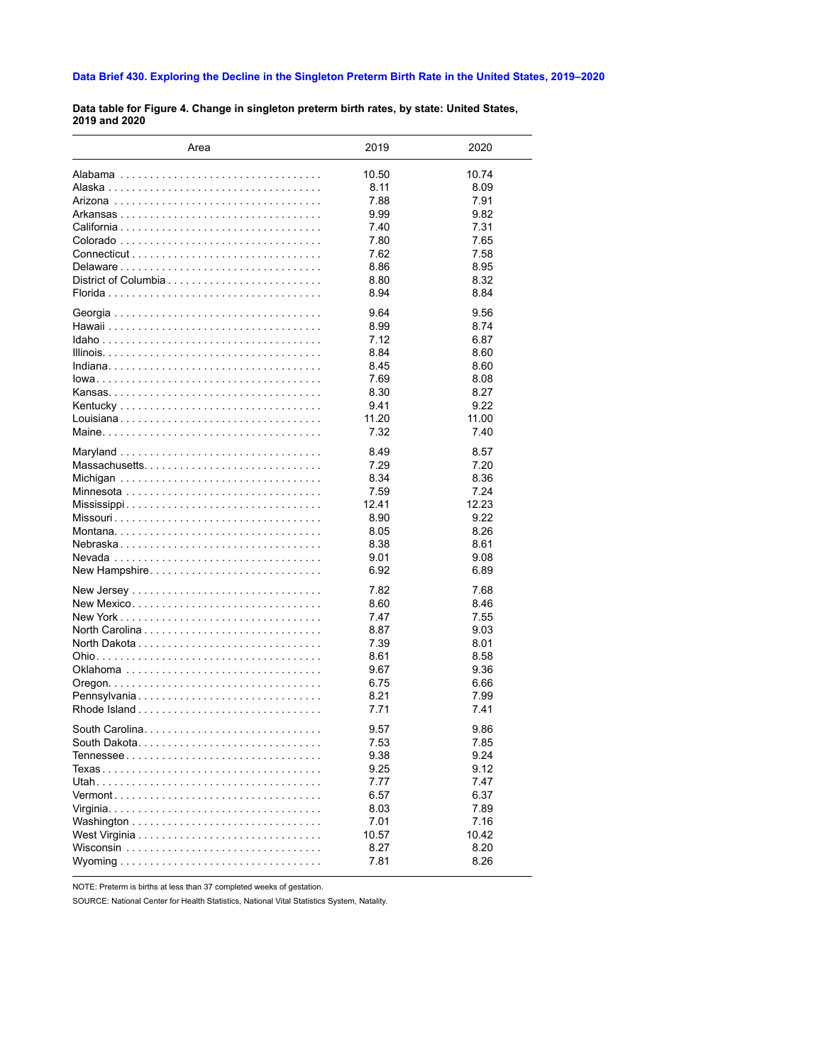**Data Brief 430. Exploring the Decline in the Singleton Preterm Birth Rate in the United States, 2019–2020**

**Data table for Figure 4. Change in singleton preterm birth rates, by state: United States, 2019 and 2020**

| Area | 2019 | 2020 |
|---|---|---|
| Alabama | 10.50 | 10.74 |
| Alaska | 8.11 | 8.09 |
| Arizona | 7.88 | 7.91 |
| Arkansas | 9.99 | 9.82 |
| California | 7.40 | 7.31 |
| Colorado | 7.80 | 7.65 |
| Connecticut | 7.62 | 7.58 |
| Delaware | 8.86 | 8.95 |
| District of Columbia | 8.80 | 8.32 |
| Florida | 8.94 | 8.84 |
| Georgia | 9.64 | 9.56 |
| Hawaii | 8.99 | 8.74 |
| Idaho | 7.12 | 6.87 |
| Illinois | 8.84 | 8.60 |
| Indiana | 8.45 | 8.60 |
| Iowa | 7.69 | 8.08 |
| Kansas | 8.30 | 8.27 |
| Kentucky | 9.41 | 9.22 |
| Louisiana | 11.20 | 11.00 |
| Maine | 7.32 | 7.40 |
| Maryland | 8.49 | 8.57 |
| Massachusetts | 7.29 | 7.20 |
| Michigan | 8.34 | 8.36 |
| Minnesota | 7.59 | 7.24 |
| Mississippi | 12.41 | 12.23 |
| Missouri | 8.90 | 9.22 |
| Montana | 8.05 | 8.26 |
| Nebraska | 8.38 | 8.61 |
| Nevada | 9.01 | 9.08 |
| New Hampshire | 6.92 | 6.89 |
| New Jersey | 7.82 | 7.68 |
| New Mexico | 8.60 | 8.46 |
| New York | 7.47 | 7.55 |
| North Carolina | 8.87 | 9.03 |
| North Dakota | 7.39 | 8.01 |
| Ohio | 8.61 | 8.58 |
| Oklahoma | 9.67 | 9.36 |
| Oregon | 6.75 | 6.66 |
| Pennsylvania | 8.21 | 7.99 |
| Rhode Island | 7.71 | 7.41 |
| South Carolina | 9.57 | 9.86 |
| South Dakota | 7.53 | 7.85 |
| Tennessee | 9.38 | 9.24 |
| Texas | 9.25 | 9.12 |
| Utah | 7.77 | 7.47 |
| Vermont | 6.57 | 6.37 |
| Virginia | 8.03 | 7.89 |
| Washington | 7.01 | 7.16 |
| West Virginia | 10.57 | 10.42 |
| Wisconsin | 8.27 | 8.20 |
| Wyoming | 7.81 | 8.26 |

NOTE: Preterm is births at less than 37 completed weeks of gestation.

SOURCE: National Center for Health Statistics, National Vital Statistics System, Natality.